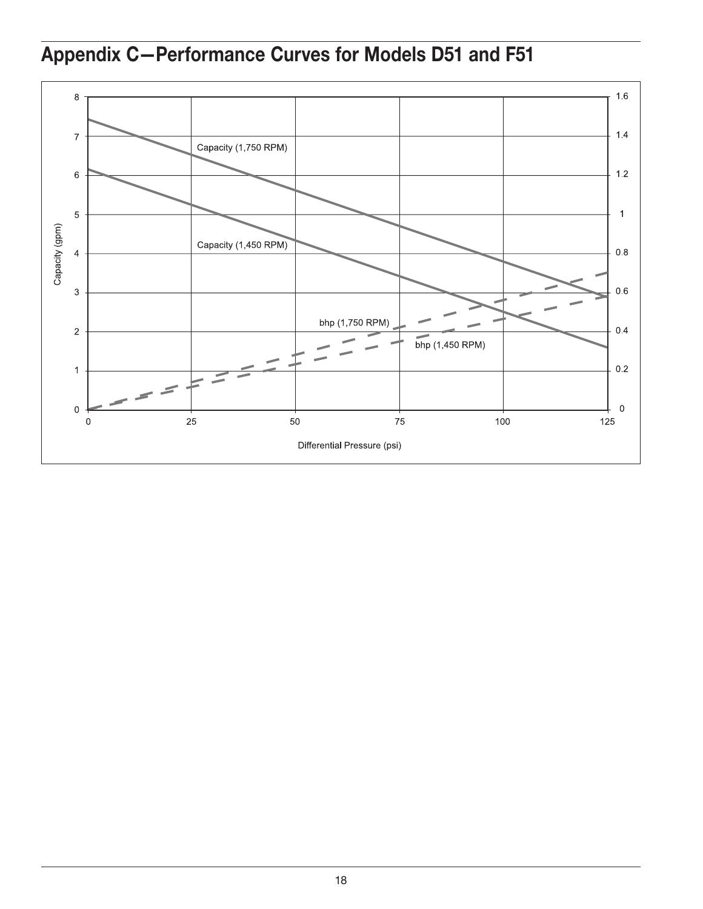# Appendix C—Performance Curves for Models D51 and F51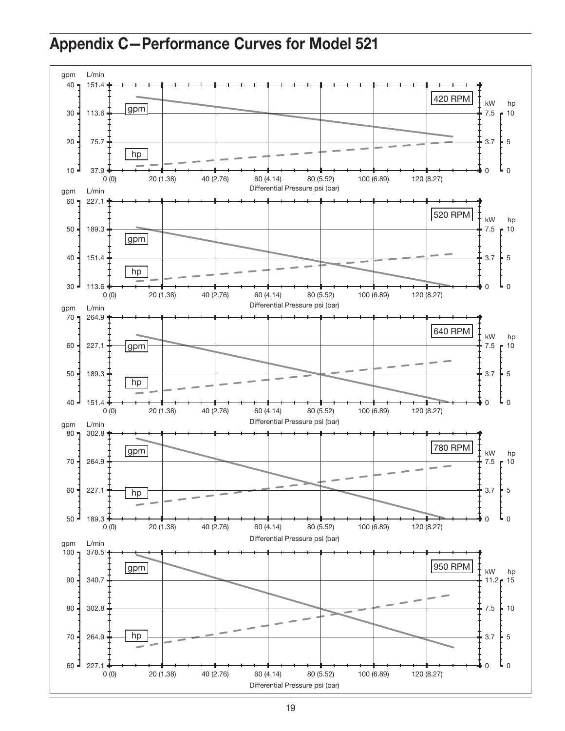# Appendix C—Performance Curves for Model 521

gpm L/min

40 151.4

30 113.6

20 75.7

10 37.9

420 RPM

gpm

hp

kW hp

7.5 10

3.7 5

0 0

0 (0) 20 (1.38) 40 (2.76) 60 (4.14) 80 (5.52) 100 (6.89) 120 (8.27)

Differential Pressure psi (bar)

gpm L/min

60 227.1

50 189.3

40 151.4

30 113.6

520 RPM

gpm

hp

kW hp

7.5 10

3.7 5

0 0

0 (0) 20 (1.38) 40 (2.76) 60 (4.14) 80 (5.52) 100 (6.89) 120 (8.27)

Differential Pressure psi (bar)

gpm L/min

70 264.9

60 227.1

50 189.3

40 151.4

640 RPM

gpm

hp

kW hp

7.5 10

3.7 5

0 0

0 (0) 20 (1.38) 40 (2.76) 60 (4.14) 80 (5.52) 100 (6.89) 120 (8.27)

Differential Pressure psi (bar)

gpm L/min

80 302.8

70 264.9

60 227.1

50 189.3

780 RPM

gpm

hp

kW hp

7.5 10

3.7 5

0 0

0 (0) 20 (1.38) 40 (2.76) 60 (4.14) 80 (5.52) 100 (6.89) 120 (8.27)

Differential Pressure psi (bar)

gpm L/min

100 378.5

90 340.7

80 302.8

70 264.9

60 227.1

950 RPM

gpm

hp

kW hp

11.2 15

7.5 10

3.7 5

0 0

0 (0) 20 (1.38) 40 (2.76) 60 (4.14) 80 (5.52) 100 (6.89) 120 (8.27)

Differential Pressure psi (bar)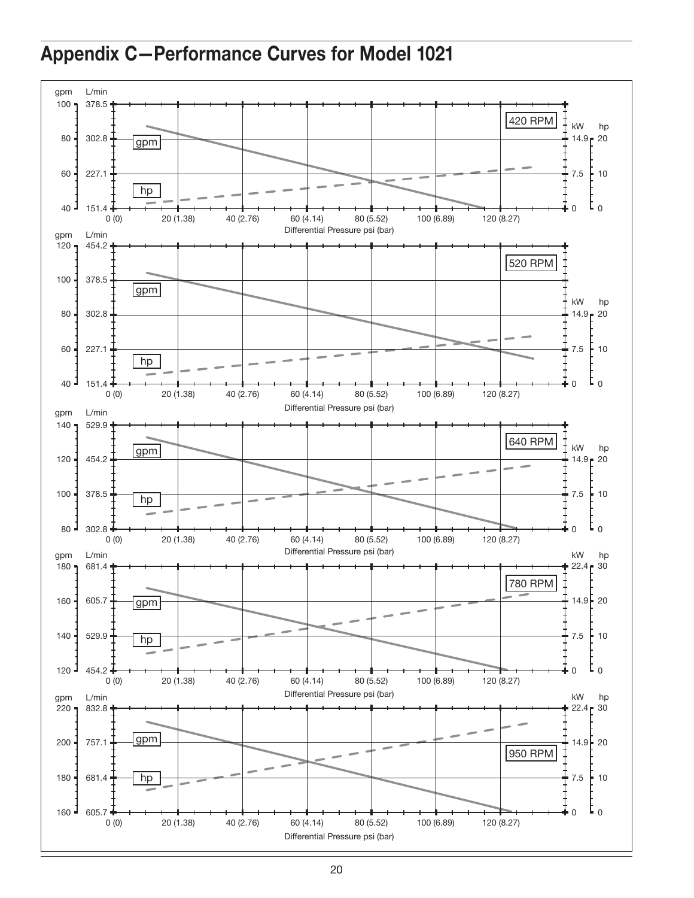# Appendix C—Performance Curves for Model 1021

420 RPM

gpm L/min

100 378.5

80 302.8

60 227.1

40 151.4

gpm

hp

kW hp

14.9 20

7.5 10

0 0

0 (0) 20 (1.38) 40 (2.76) 60 (4.14) 80 (5.52) 100 (6.89) 120 (8.27)

Differential Pressure psi (bar)

520 RPM

gpm L/min

120 454.2

100 378.5

80 302.8

60 227.1

40 151.4

gpm

hp

kW hp

14.9 20

7.5 10

0 0

0 (0) 20 (1.38) 40 (2.76) 60 (4.14) 80 (5.52) 100 (6.89) 120 (8.27)

Differential Pressure psi (bar)

640 RPM

gpm L/min

140 529.9

120 454.2

100 378.5

80 302.8

gpm

hp

kW hp

14.9 20

7.5 10

0 0

0 (0) 20 (1.38) 40 (2.76) 60 (4.14) 80 (5.52) 100 (6.89) 120 (8.27)

Differential Pressure psi (bar)

780 RPM

gpm L/min

180 681.4

160 605.7

140 529.9

120 454.2

gpm

hp

kW hp

22.4 30

14.9 20

7.5 10

0 0

0 (0) 20 (1.38) 40 (2.76) 60 (4.14) 80 (5.52) 100 (6.89) 120 (8.27)

Differential Pressure psi (bar)

950 RPM

gpm L/min

220 832.8

200 757.1

180 681.4

160 605.7

gpm

hp

kW hp

22.4 30

14.9 20

7.5 10

0 0

0 (0) 20 (1.38) 40 (2.76) 60 (4.14) 80 (5.52) 100 (6.89) 120 (8.27)

Differential Pressure psi (bar)